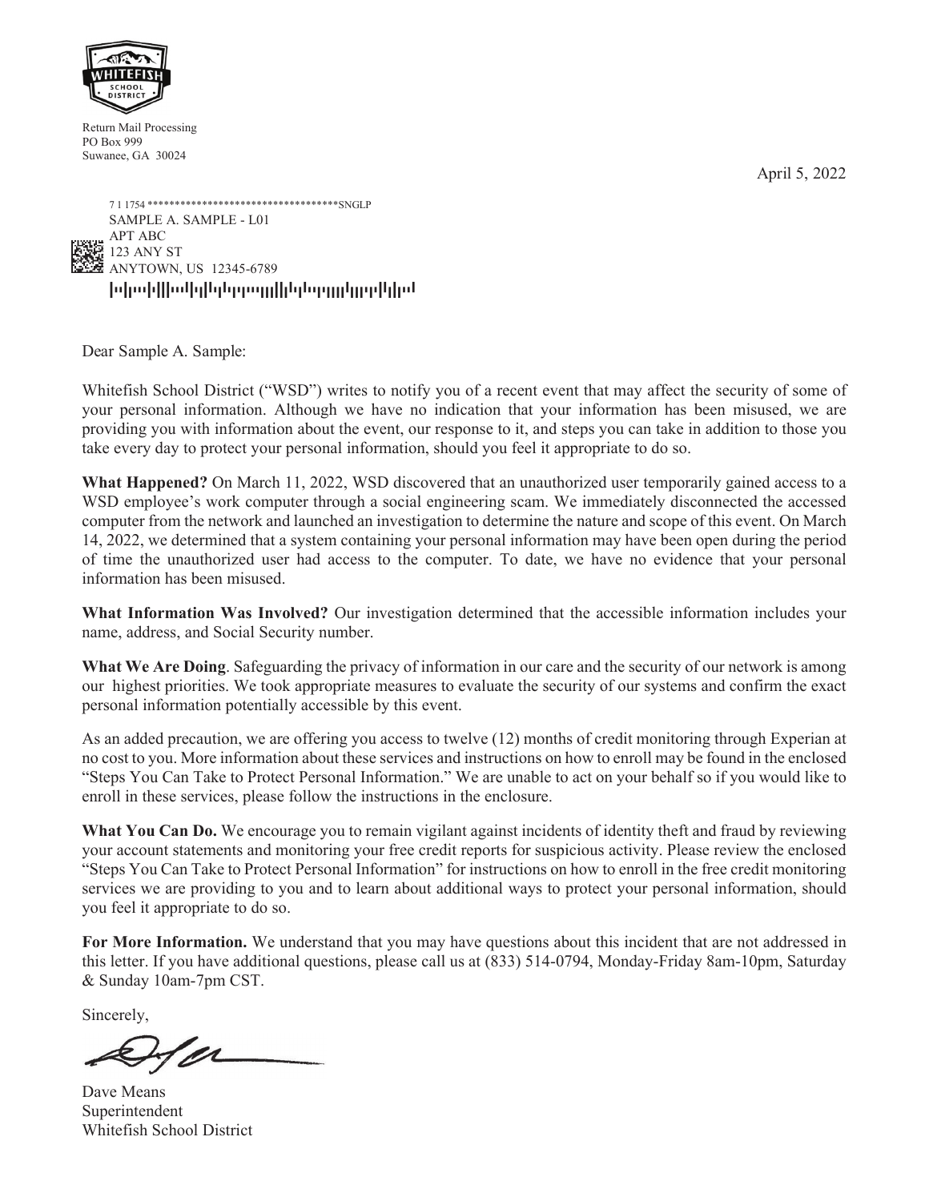Return Mail Processing
PO Box 999
Suwanee, GA 30024

April 5, 2022

7 1 1754 ************************************SNGLP
SAMPLE A. SAMPLE - L01
APT ABC
123 ANY ST
ANYTOWN, US 12345-6789

Dear Sample A. Sample:

Whitefish School District ("WSD") writes to notify you of a recent event that may affect the security of some of your personal information. Although we have no indication that your information has been misused, we are providing you with information about the event, our response to it, and steps you can take in addition to those you take every day to protect your personal information, should you feel it appropriate to do so.

**What Happened?** On March 11, 2022, WSD discovered that an unauthorized user temporarily gained access to a WSD employee's work computer through a social engineering scam. We immediately disconnected the accessed computer from the network and launched an investigation to determine the nature and scope of this event. On March 14, 2022, we determined that a system containing your personal information may have been open during the period of time the unauthorized user had access to the computer. To date, we have no evidence that your personal information has been misused.

**What Information Was Involved?** Our investigation determined that the accessible information includes your name, address, and Social Security number.

**What We Are Doing**. Safeguarding the privacy of information in our care and the security of our network is among our highest priorities. We took appropriate measures to evaluate the security of our systems and confirm the exact personal information potentially accessible by this event.

As an added precaution, we are offering you access to twelve (12) months of credit monitoring through Experian at no cost to you. More information about these services and instructions on how to enroll may be found in the enclosed "Steps You Can Take to Protect Personal Information." We are unable to act on your behalf so if you would like to enroll in these services, please follow the instructions in the enclosure.

**What You Can Do.** We encourage you to remain vigilant against incidents of identity theft and fraud by reviewing your account statements and monitoring your free credit reports for suspicious activity. Please review the enclosed "Steps You Can Take to Protect Personal Information" for instructions on how to enroll in the free credit monitoring services we are providing to you and to learn about additional ways to protect your personal information, should you feel it appropriate to do so.

**For More Information.** We understand that you may have questions about this incident that are not addressed in this letter. If you have additional questions, please call us at (833) 514-0794, Monday-Friday 8am-10pm, Saturday & Sunday 10am-7pm CST.

Sincerely,

Dave Means
Superintendent
Whitefish School District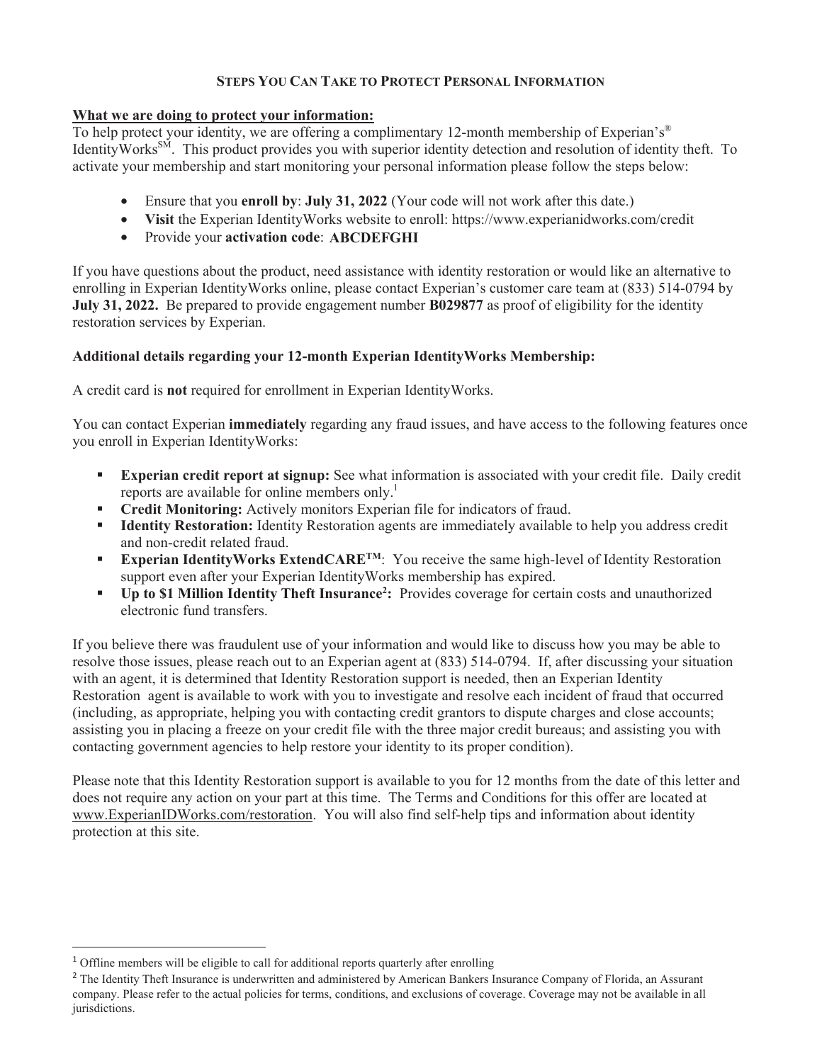## STEPS YOU CAN TAKE TO PROTECT PERSONAL INFORMATION

**What we are doing to protect your information:**

To help protect your identity, we are offering a complimentary 12-month membership of Experian's® IdentityWorks℠. This product provides you with superior identity detection and resolution of identity theft. To activate your membership and start monitoring your personal information please follow the steps below:

- Ensure that you **enroll by**: **July 31, 2022** (Your code will not work after this date.)
- **Visit** the Experian IdentityWorks website to enroll: https://www.experianidworks.com/credit
- Provide your **activation code**: **ABCDEFGHI**

If you have questions about the product, need assistance with identity restoration or would like an alternative to enrolling in Experian IdentityWorks online, please contact Experian's customer care team at (833) 514-0794 by **July 31, 2022.** Be prepared to provide engagement number **B029877** as proof of eligibility for the identity restoration services by Experian.

**Additional details regarding your 12-month Experian IdentityWorks Membership:**

A credit card is **not** required for enrollment in Experian IdentityWorks.

You can contact Experian **immediately** regarding any fraud issues, and have access to the following features once you enroll in Experian IdentityWorks:

- **Experian credit report at signup:** See what information is associated with your credit file. Daily credit reports are available for online members only.[1]
- **Credit Monitoring:** Actively monitors Experian file for indicators of fraud.
- **Identity Restoration:** Identity Restoration agents are immediately available to help you address credit and non-credit related fraud.
- **Experian IdentityWorks ExtendCARE™**: You receive the same high-level of Identity Restoration support even after your Experian IdentityWorks membership has expired.
- **Up to $1 Million Identity Theft Insurance[2]:** Provides coverage for certain costs and unauthorized electronic fund transfers.

If you believe there was fraudulent use of your information and would like to discuss how you may be able to resolve those issues, please reach out to an Experian agent at (833) 514-0794. If, after discussing your situation with an agent, it is determined that Identity Restoration support is needed, then an Experian Identity Restoration agent is available to work with you to investigate and resolve each incident of fraud that occurred (including, as appropriate, helping you with contacting credit grantors to dispute charges and close accounts; assisting you in placing a freeze on your credit file with the three major credit bureaus; and assisting you with contacting government agencies to help restore your identity to its proper condition).

Please note that this Identity Restoration support is available to you for 12 months from the date of this letter and does not require any action on your part at this time. The Terms and Conditions for this offer are located at www.ExperianIDWorks.com/restoration. You will also find self-help tips and information about identity protection at this site.

---

[1] Offline members will be eligible to call for additional reports quarterly after enrolling

[2] The Identity Theft Insurance is underwritten and administered by American Bankers Insurance Company of Florida, an Assurant company. Please refer to the actual policies for terms, conditions, and exclusions of coverage. Coverage may not be available in all jurisdictions.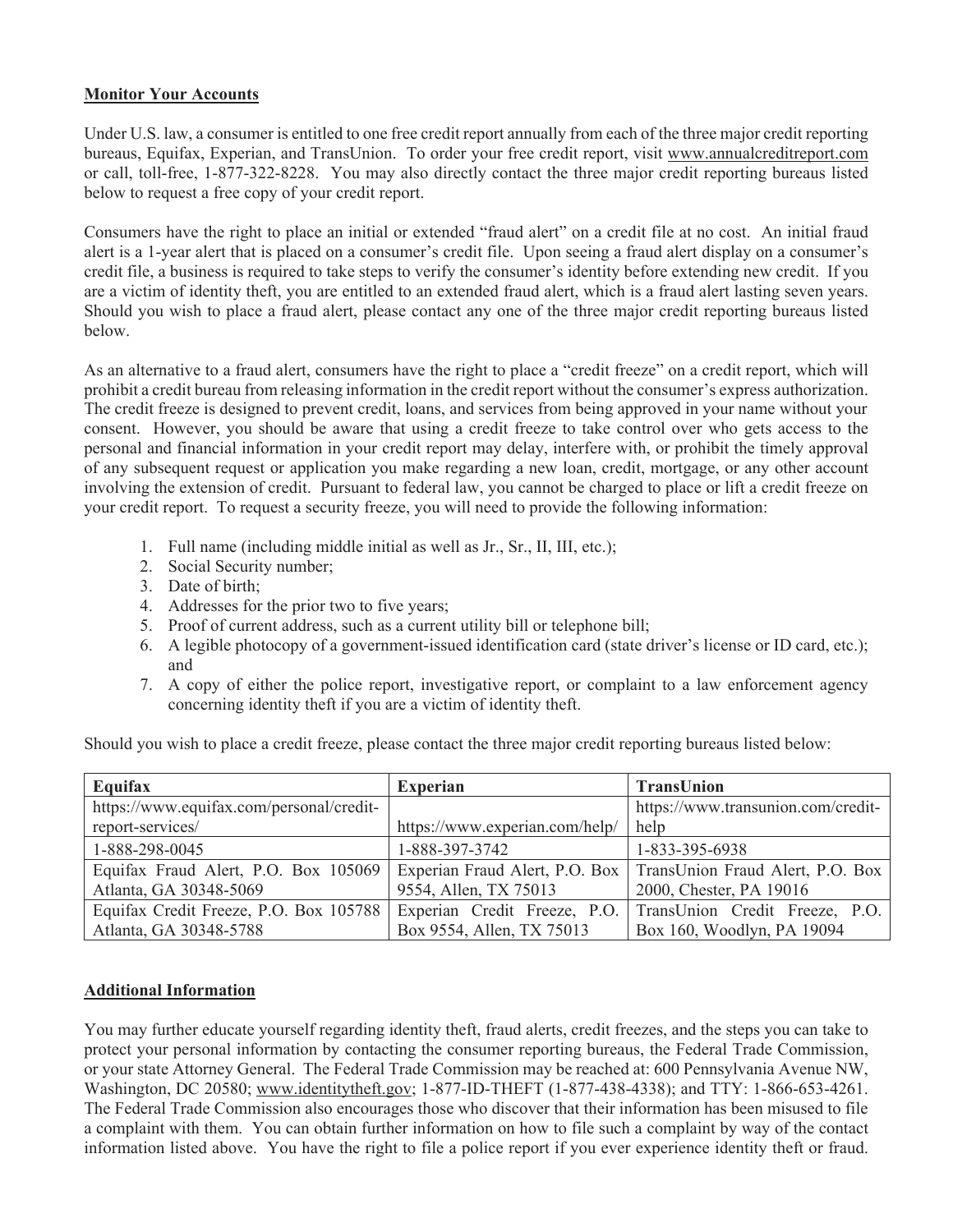**Monitor Your Accounts**

Under U.S. law, a consumer is entitled to one free credit report annually from each of the three major credit reporting bureaus, Equifax, Experian, and TransUnion. To order your free credit report, visit www.annualcreditreport.com or call, toll-free, 1-877-322-8228. You may also directly contact the three major credit reporting bureaus listed below to request a free copy of your credit report.

Consumers have the right to place an initial or extended "fraud alert" on a credit file at no cost. An initial fraud alert is a 1-year alert that is placed on a consumer's credit file. Upon seeing a fraud alert display on a consumer's credit file, a business is required to take steps to verify the consumer's identity before extending new credit. If you are a victim of identity theft, you are entitled to an extended fraud alert, which is a fraud alert lasting seven years. Should you wish to place a fraud alert, please contact any one of the three major credit reporting bureaus listed below.

As an alternative to a fraud alert, consumers have the right to place a "credit freeze" on a credit report, which will prohibit a credit bureau from releasing information in the credit report without the consumer's express authorization. The credit freeze is designed to prevent credit, loans, and services from being approved in your name without your consent. However, you should be aware that using a credit freeze to take control over who gets access to the personal and financial information in your credit report may delay, interfere with, or prohibit the timely approval of any subsequent request or application you make regarding a new loan, credit, mortgage, or any other account involving the extension of credit. Pursuant to federal law, you cannot be charged to place or lift a credit freeze on your credit report. To request a security freeze, you will need to provide the following information:

1. Full name (including middle initial as well as Jr., Sr., II, III, etc.);
2. Social Security number;
3. Date of birth;
4. Addresses for the prior two to five years;
5. Proof of current address, such as a current utility bill or telephone bill;
6. A legible photocopy of a government-issued identification card (state driver's license or ID card, etc.); and
7. A copy of either the police report, investigative report, or complaint to a law enforcement agency concerning identity theft if you are a victim of identity theft.

Should you wish to place a credit freeze, please contact the three major credit reporting bureaus listed below:

| **Equifax** | **Experian** | **TransUnion** |
|---|---|---|
| https://www.equifax.com/personal/credit-report-services/ | https://www.experian.com/help/ | https://www.transunion.com/credit-help |
| 1-888-298-0045 | 1-888-397-3742 | 1-833-395-6938 |
| Equifax Fraud Alert, P.O. Box 105069 Atlanta, GA 30348-5069 | Experian Fraud Alert, P.O. Box 9554, Allen, TX 75013 | TransUnion Fraud Alert, P.O. Box 2000, Chester, PA 19016 |
| Equifax Credit Freeze, P.O. Box 105788 Atlanta, GA 30348-5788 | Experian Credit Freeze, P.O. Box 9554, Allen, TX 75013 | TransUnion Credit Freeze, P.O. Box 160, Woodlyn, PA 19094 |

**Additional Information**

You may further educate yourself regarding identity theft, fraud alerts, credit freezes, and the steps you can take to protect your personal information by contacting the consumer reporting bureaus, the Federal Trade Commission, or your state Attorney General. The Federal Trade Commission may be reached at: 600 Pennsylvania Avenue NW, Washington, DC 20580; www.identitytheft.gov; 1-877-ID-THEFT (1-877-438-4338); and TTY: 1-866-653-4261. The Federal Trade Commission also encourages those who discover that their information has been misused to file a complaint with them. You can obtain further information on how to file such a complaint by way of the contact information listed above. You have the right to file a police report if you ever experience identity theft or fraud.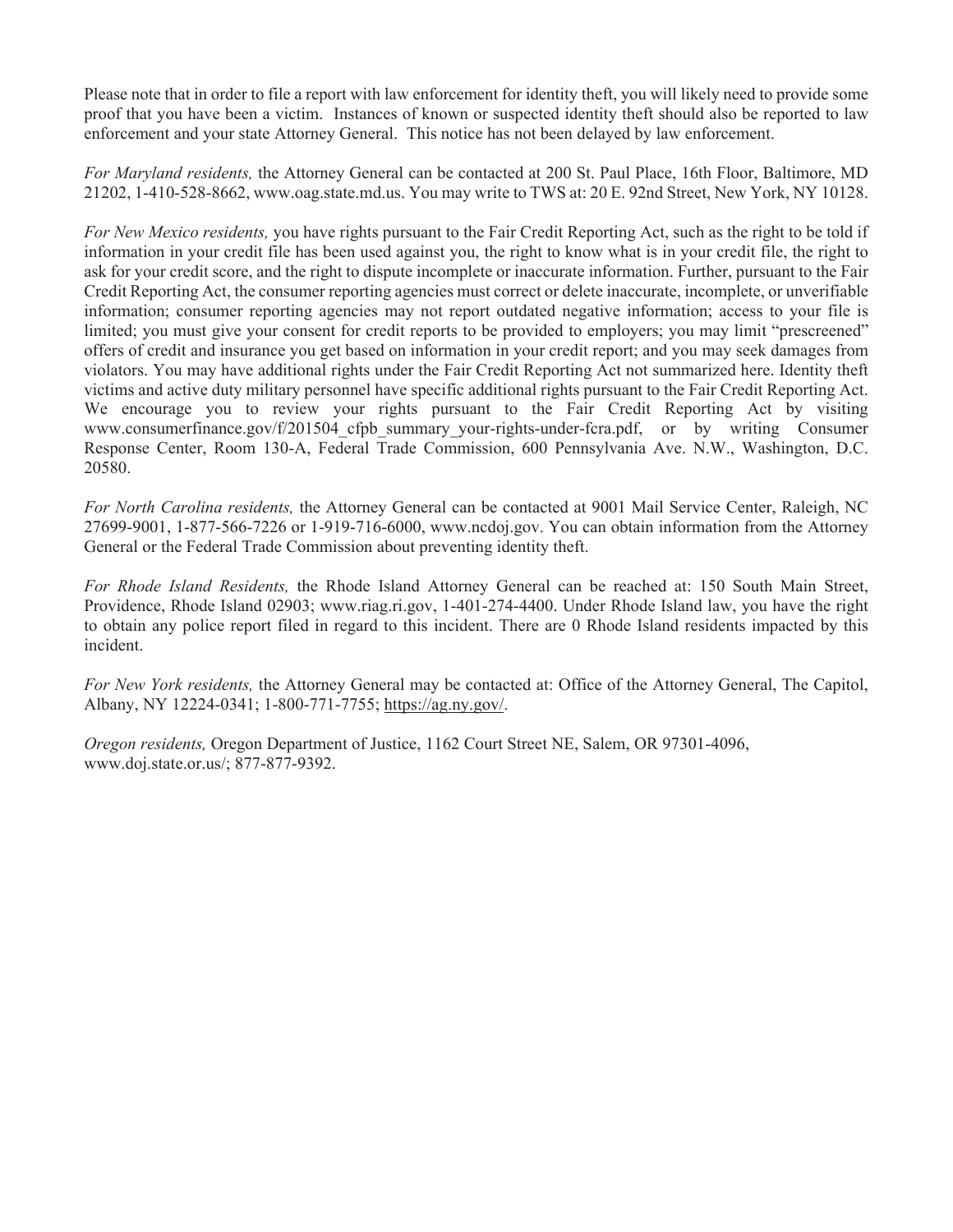Please note that in order to file a report with law enforcement for identity theft, you will likely need to provide some proof that you have been a victim. Instances of known or suspected identity theft should also be reported to law enforcement and your state Attorney General. This notice has not been delayed by law enforcement.

*For Maryland residents,* the Attorney General can be contacted at 200 St. Paul Place, 16th Floor, Baltimore, MD 21202, 1-410-528-8662, www.oag.state.md.us. You may write to TWS at: 20 E. 92nd Street, New York, NY 10128.

*For New Mexico residents,* you have rights pursuant to the Fair Credit Reporting Act, such as the right to be told if information in your credit file has been used against you, the right to know what is in your credit file, the right to ask for your credit score, and the right to dispute incomplete or inaccurate information. Further, pursuant to the Fair Credit Reporting Act, the consumer reporting agencies must correct or delete inaccurate, incomplete, or unverifiable information; consumer reporting agencies may not report outdated negative information; access to your file is limited; you must give your consent for credit reports to be provided to employers; you may limit "prescreened" offers of credit and insurance you get based on information in your credit report; and you may seek damages from violators. You may have additional rights under the Fair Credit Reporting Act not summarized here. Identity theft victims and active duty military personnel have specific additional rights pursuant to the Fair Credit Reporting Act. We encourage you to review your rights pursuant to the Fair Credit Reporting Act by visiting www.consumerfinance.gov/f/201504_cfpb_summary_your-rights-under-fcra.pdf, or by writing Consumer Response Center, Room 130-A, Federal Trade Commission, 600 Pennsylvania Ave. N.W., Washington, D.C. 20580.

*For North Carolina residents,* the Attorney General can be contacted at 9001 Mail Service Center, Raleigh, NC 27699-9001, 1-877-566-7226 or 1-919-716-6000, www.ncdoj.gov. You can obtain information from the Attorney General or the Federal Trade Commission about preventing identity theft.

*For Rhode Island Residents,* the Rhode Island Attorney General can be reached at: 150 South Main Street, Providence, Rhode Island 02903; www.riag.ri.gov, 1-401-274-4400. Under Rhode Island law, you have the right to obtain any police report filed in regard to this incident. There are 0 Rhode Island residents impacted by this incident.

*For New York residents,* the Attorney General may be contacted at: Office of the Attorney General, The Capitol, Albany, NY 12224-0341; 1-800-771-7755; https://ag.ny.gov/.

*Oregon residents,* Oregon Department of Justice, 1162 Court Street NE, Salem, OR 97301-4096, www.doj.state.or.us/; 877-877-9392.